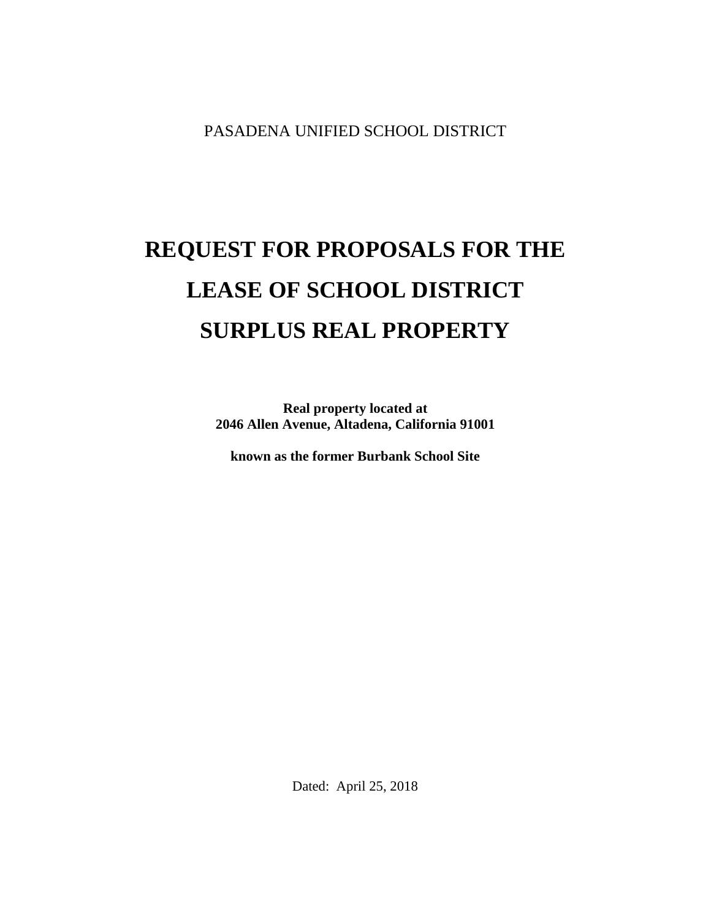PASADENA UNIFIED SCHOOL DISTRICT

# REQUEST FOR PROPOSALS FOR THE LEASE OF SCHOOL DISTRICT SURPLUS REAL PROPERTY

**Real property located at**
**2046 Allen Avenue, Altadena, California 91001**

**known as the former Burbank School Site**

Dated: April 25, 2018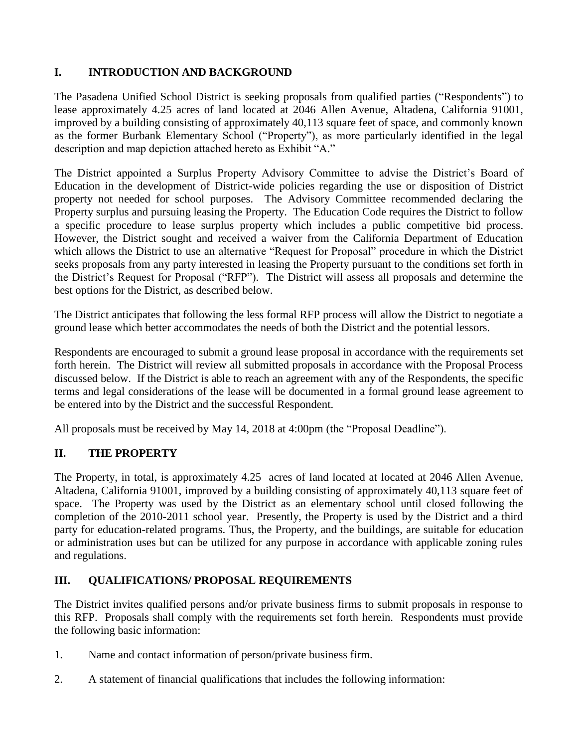## I. INTRODUCTION AND BACKGROUND

The Pasadena Unified School District is seeking proposals from qualified parties ("Respondents") to lease approximately 4.25 acres of land located at 2046 Allen Avenue, Altadena, California 91001, improved by a building consisting of approximately 40,113 square feet of space, and commonly known as the former Burbank Elementary School ("Property"), as more particularly identified in the legal description and map depiction attached hereto as Exhibit "A."

The District appointed a Surplus Property Advisory Committee to advise the District's Board of Education in the development of District-wide policies regarding the use or disposition of District property not needed for school purposes. The Advisory Committee recommended declaring the Property surplus and pursuing leasing the Property. The Education Code requires the District to follow a specific procedure to lease surplus property which includes a public competitive bid process. However, the District sought and received a waiver from the California Department of Education which allows the District to use an alternative "Request for Proposal" procedure in which the District seeks proposals from any party interested in leasing the Property pursuant to the conditions set forth in the District's Request for Proposal ("RFP"). The District will assess all proposals and determine the best options for the District, as described below.

The District anticipates that following the less formal RFP process will allow the District to negotiate a ground lease which better accommodates the needs of both the District and the potential lessors.

Respondents are encouraged to submit a ground lease proposal in accordance with the requirements set forth herein. The District will review all submitted proposals in accordance with the Proposal Process discussed below. If the District is able to reach an agreement with any of the Respondents, the specific terms and legal considerations of the lease will be documented in a formal ground lease agreement to be entered into by the District and the successful Respondent.

All proposals must be received by May 14, 2018 at 4:00pm (the "Proposal Deadline").

## II. THE PROPERTY

The Property, in total, is approximately 4.25 acres of land located at located at 2046 Allen Avenue, Altadena, California 91001, improved by a building consisting of approximately 40,113 square feet of space. The Property was used by the District as an elementary school until closed following the completion of the 2010-2011 school year. Presently, the Property is used by the District and a third party for education-related programs. Thus, the Property, and the buildings, are suitable for education or administration uses but can be utilized for any purpose in accordance with applicable zoning rules and regulations.

## III. QUALIFICATIONS/ PROPOSAL REQUIREMENTS

The District invites qualified persons and/or private business firms to submit proposals in response to this RFP. Proposals shall comply with the requirements set forth herein. Respondents must provide the following basic information:

1. Name and contact information of person/private business firm.
2. A statement of financial qualifications that includes the following information: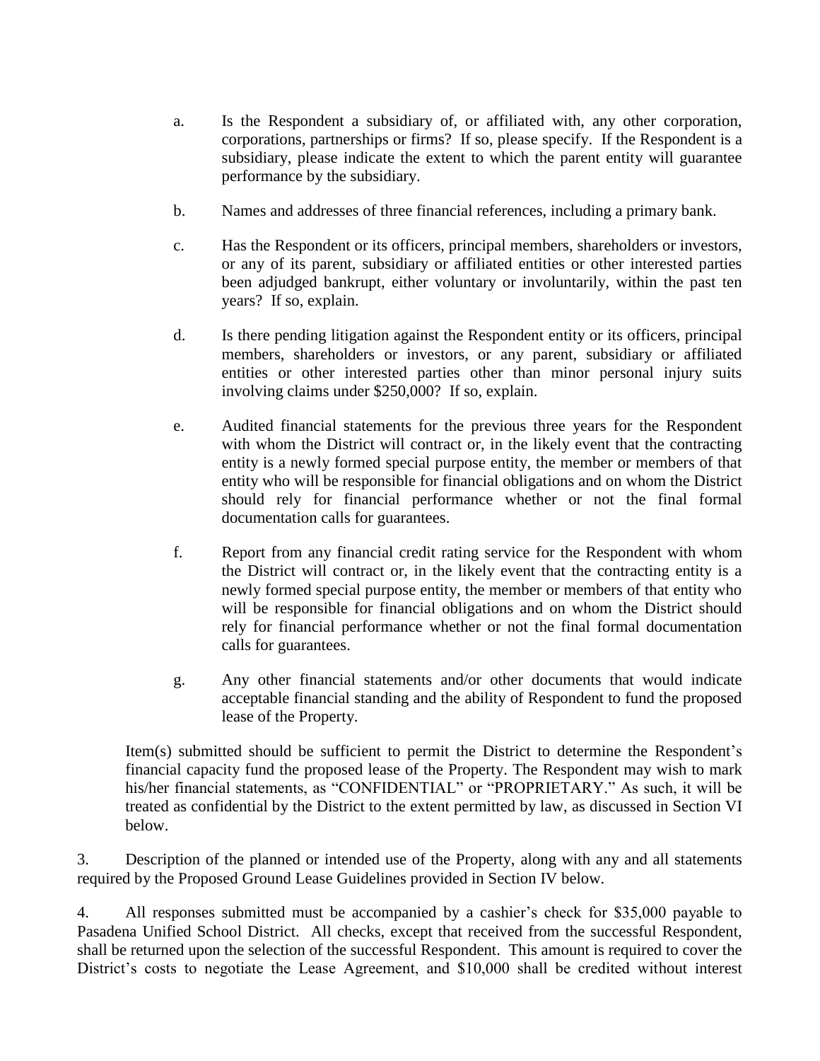a. Is the Respondent a subsidiary of, or affiliated with, any other corporation, corporations, partnerships or firms? If so, please specify. If the Respondent is a subsidiary, please indicate the extent to which the parent entity will guarantee performance by the subsidiary.

b. Names and addresses of three financial references, including a primary bank.

c. Has the Respondent or its officers, principal members, shareholders or investors, or any of its parent, subsidiary or affiliated entities or other interested parties been adjudged bankrupt, either voluntary or involuntarily, within the past ten years? If so, explain.

d. Is there pending litigation against the Respondent entity or its officers, principal members, shareholders or investors, or any parent, subsidiary or affiliated entities or other interested parties other than minor personal injury suits involving claims under $250,000? If so, explain.

e. Audited financial statements for the previous three years for the Respondent with whom the District will contract or, in the likely event that the contracting entity is a newly formed special purpose entity, the member or members of that entity who will be responsible for financial obligations and on whom the District should rely for financial performance whether or not the final formal documentation calls for guarantees.

f. Report from any financial credit rating service for the Respondent with whom the District will contract or, in the likely event that the contracting entity is a newly formed special purpose entity, the member or members of that entity who will be responsible for financial obligations and on whom the District should rely for financial performance whether or not the final formal documentation calls for guarantees.

g. Any other financial statements and/or other documents that would indicate acceptable financial standing and the ability of Respondent to fund the proposed lease of the Property.

Item(s) submitted should be sufficient to permit the District to determine the Respondent's financial capacity fund the proposed lease of the Property. The Respondent may wish to mark his/her financial statements, as "CONFIDENTIAL" or "PROPRIETARY." As such, it will be treated as confidential by the District to the extent permitted by law, as discussed in Section VI below.

3. Description of the planned or intended use of the Property, along with any and all statements required by the Proposed Ground Lease Guidelines provided in Section IV below.

4. All responses submitted must be accompanied by a cashier's check for $35,000 payable to Pasadena Unified School District. All checks, except that received from the successful Respondent, shall be returned upon the selection of the successful Respondent. This amount is required to cover the District's costs to negotiate the Lease Agreement, and $10,000 shall be credited without interest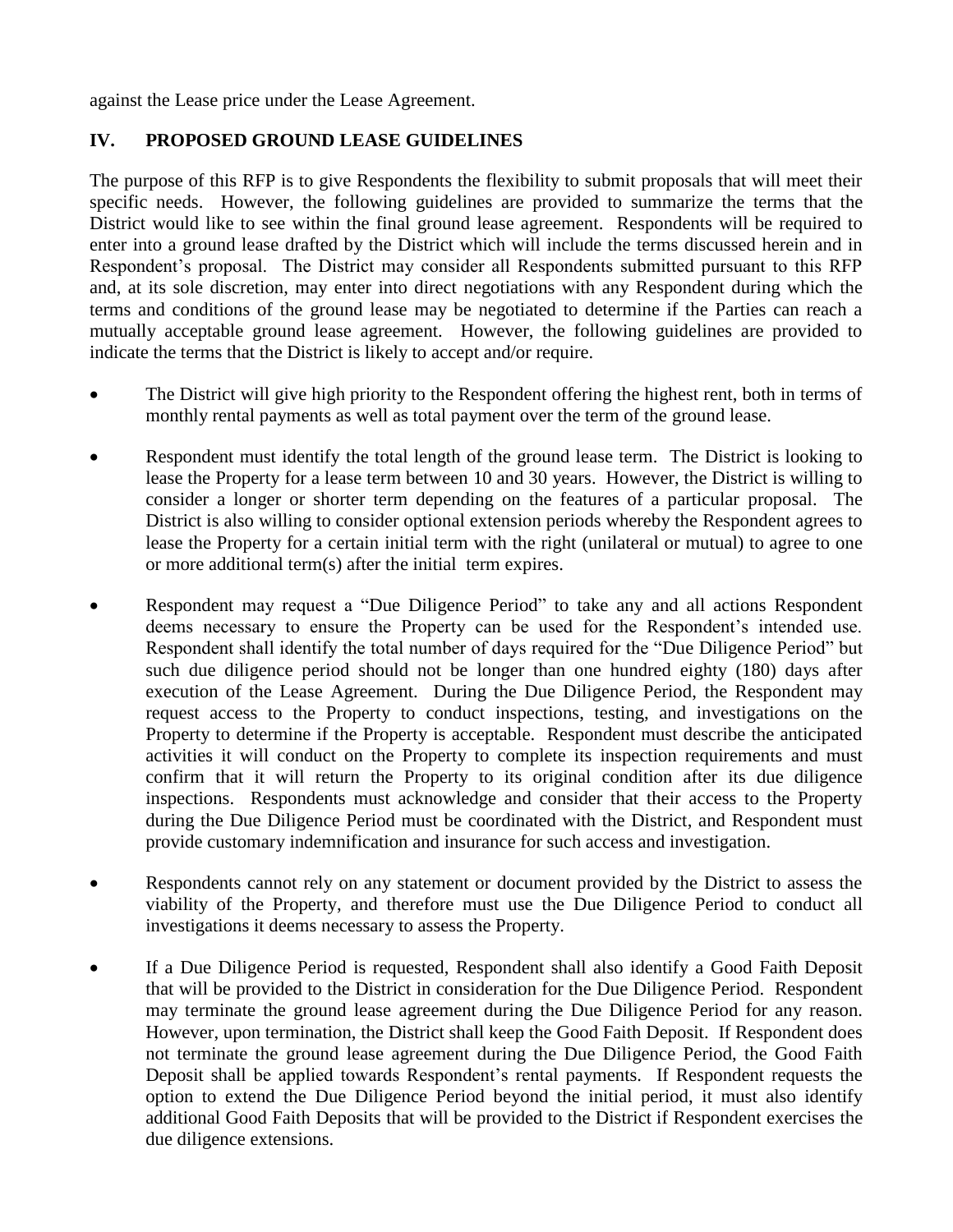against the Lease price under the Lease Agreement.

## IV. PROPOSED GROUND LEASE GUIDELINES

The purpose of this RFP is to give Respondents the flexibility to submit proposals that will meet their specific needs. However, the following guidelines are provided to summarize the terms that the District would like to see within the final ground lease agreement. Respondents will be required to enter into a ground lease drafted by the District which will include the terms discussed herein and in Respondent's proposal. The District may consider all Respondents submitted pursuant to this RFP and, at its sole discretion, may enter into direct negotiations with any Respondent during which the terms and conditions of the ground lease may be negotiated to determine if the Parties can reach a mutually acceptable ground lease agreement. However, the following guidelines are provided to indicate the terms that the District is likely to accept and/or require.

- The District will give high priority to the Respondent offering the highest rent, both in terms of monthly rental payments as well as total payment over the term of the ground lease.
- Respondent must identify the total length of the ground lease term. The District is looking to lease the Property for a lease term between 10 and 30 years. However, the District is willing to consider a longer or shorter term depending on the features of a particular proposal. The District is also willing to consider optional extension periods whereby the Respondent agrees to lease the Property for a certain initial term with the right (unilateral or mutual) to agree to one or more additional term(s) after the initial term expires.
- Respondent may request a "Due Diligence Period" to take any and all actions Respondent deems necessary to ensure the Property can be used for the Respondent's intended use. Respondent shall identify the total number of days required for the "Due Diligence Period" but such due diligence period should not be longer than one hundred eighty (180) days after execution of the Lease Agreement. During the Due Diligence Period, the Respondent may request access to the Property to conduct inspections, testing, and investigations on the Property to determine if the Property is acceptable. Respondent must describe the anticipated activities it will conduct on the Property to complete its inspection requirements and must confirm that it will return the Property to its original condition after its due diligence inspections. Respondents must acknowledge and consider that their access to the Property during the Due Diligence Period must be coordinated with the District, and Respondent must provide customary indemnification and insurance for such access and investigation.
- Respondents cannot rely on any statement or document provided by the District to assess the viability of the Property, and therefore must use the Due Diligence Period to conduct all investigations it deems necessary to assess the Property.
- If a Due Diligence Period is requested, Respondent shall also identify a Good Faith Deposit that will be provided to the District in consideration for the Due Diligence Period. Respondent may terminate the ground lease agreement during the Due Diligence Period for any reason. However, upon termination, the District shall keep the Good Faith Deposit. If Respondent does not terminate the ground lease agreement during the Due Diligence Period, the Good Faith Deposit shall be applied towards Respondent's rental payments. If Respondent requests the option to extend the Due Diligence Period beyond the initial period, it must also identify additional Good Faith Deposits that will be provided to the District if Respondent exercises the due diligence extensions.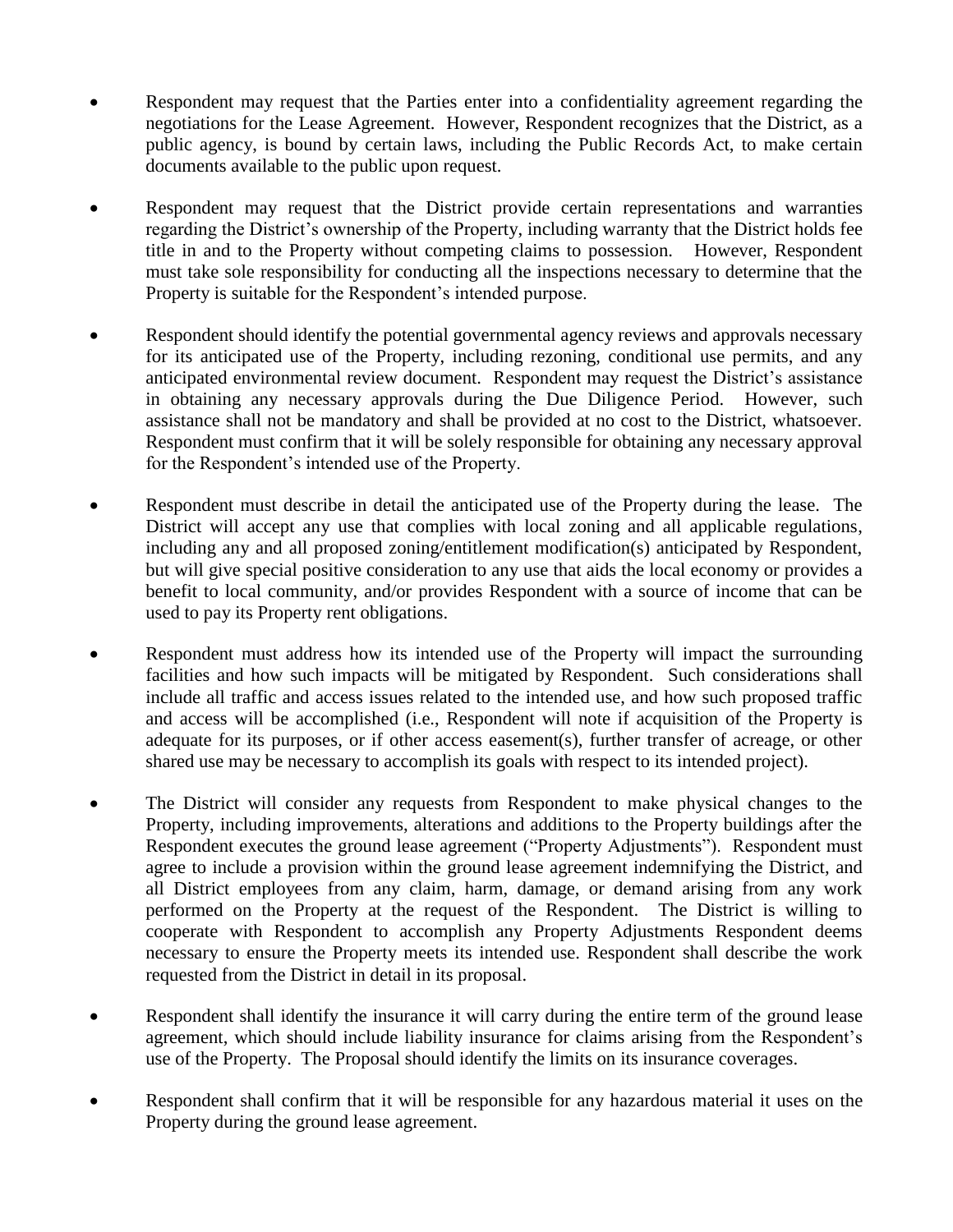- Respondent may request that the Parties enter into a confidentiality agreement regarding the negotiations for the Lease Agreement. However, Respondent recognizes that the District, as a public agency, is bound by certain laws, including the Public Records Act, to make certain documents available to the public upon request.

- Respondent may request that the District provide certain representations and warranties regarding the District's ownership of the Property, including warranty that the District holds fee title in and to the Property without competing claims to possession. However, Respondent must take sole responsibility for conducting all the inspections necessary to determine that the Property is suitable for the Respondent's intended purpose.

- Respondent should identify the potential governmental agency reviews and approvals necessary for its anticipated use of the Property, including rezoning, conditional use permits, and any anticipated environmental review document. Respondent may request the District's assistance in obtaining any necessary approvals during the Due Diligence Period. However, such assistance shall not be mandatory and shall be provided at no cost to the District, whatsoever. Respondent must confirm that it will be solely responsible for obtaining any necessary approval for the Respondent's intended use of the Property.

- Respondent must describe in detail the anticipated use of the Property during the lease. The District will accept any use that complies with local zoning and all applicable regulations, including any and all proposed zoning/entitlement modification(s) anticipated by Respondent, but will give special positive consideration to any use that aids the local economy or provides a benefit to local community, and/or provides Respondent with a source of income that can be used to pay its Property rent obligations.

- Respondent must address how its intended use of the Property will impact the surrounding facilities and how such impacts will be mitigated by Respondent. Such considerations shall include all traffic and access issues related to the intended use, and how such proposed traffic and access will be accomplished (i.e., Respondent will note if acquisition of the Property is adequate for its purposes, or if other access easement(s), further transfer of acreage, or other shared use may be necessary to accomplish its goals with respect to its intended project).

- The District will consider any requests from Respondent to make physical changes to the Property, including improvements, alterations and additions to the Property buildings after the Respondent executes the ground lease agreement ("Property Adjustments"). Respondent must agree to include a provision within the ground lease agreement indemnifying the District, and all District employees from any claim, harm, damage, or demand arising from any work performed on the Property at the request of the Respondent. The District is willing to cooperate with Respondent to accomplish any Property Adjustments Respondent deems necessary to ensure the Property meets its intended use. Respondent shall describe the work requested from the District in detail in its proposal.

- Respondent shall identify the insurance it will carry during the entire term of the ground lease agreement, which should include liability insurance for claims arising from the Respondent's use of the Property. The Proposal should identify the limits on its insurance coverages.

- Respondent shall confirm that it will be responsible for any hazardous material it uses on the Property during the ground lease agreement.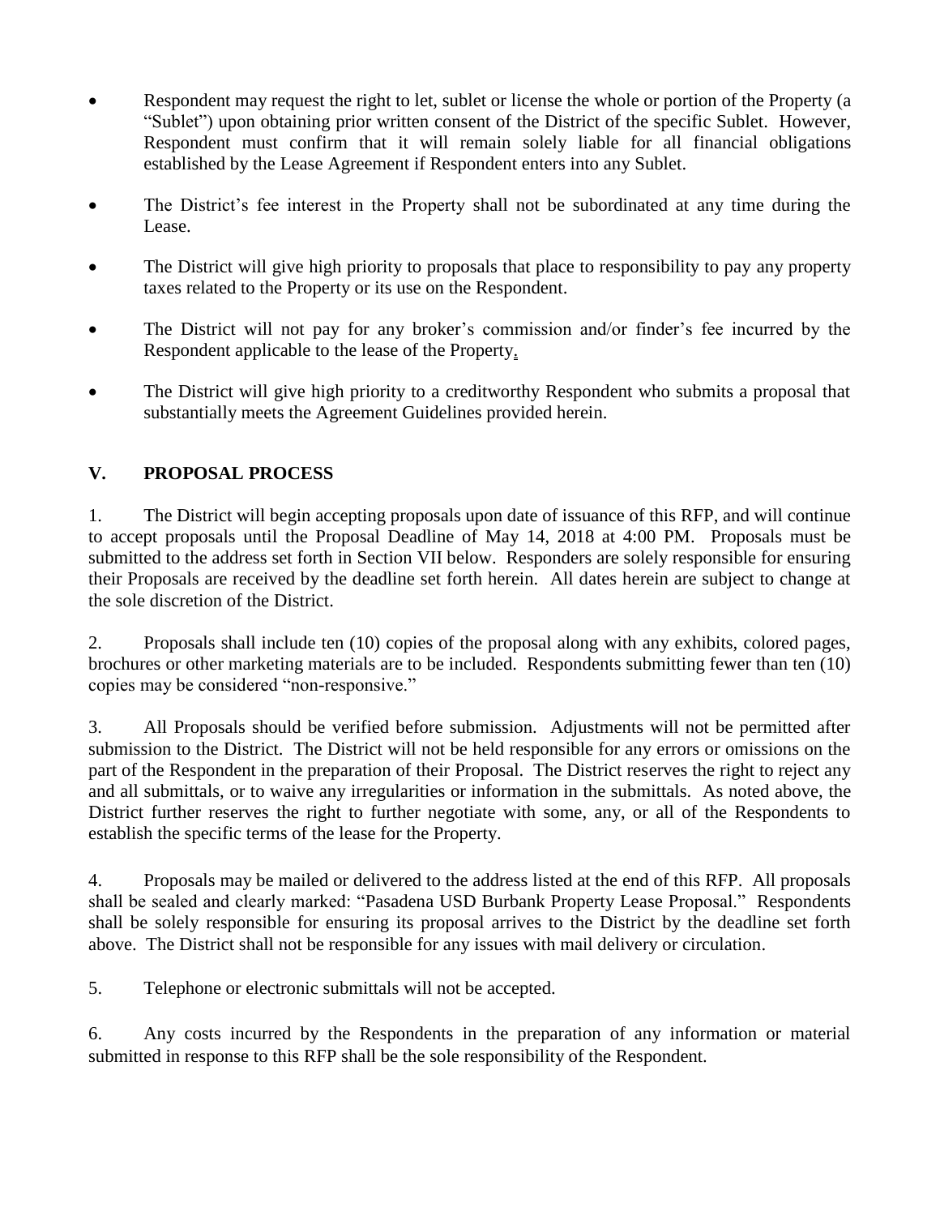- Respondent may request the right to let, sublet or license the whole or portion of the Property (a "Sublet") upon obtaining prior written consent of the District of the specific Sublet. However, Respondent must confirm that it will remain solely liable for all financial obligations established by the Lease Agreement if Respondent enters into any Sublet.

- The District's fee interest in the Property shall not be subordinated at any time during the Lease.

- The District will give high priority to proposals that place to responsibility to pay any property taxes related to the Property or its use on the Respondent.

- The District will not pay for any broker's commission and/or finder's fee incurred by the Respondent applicable to the lease of the Property.

- The District will give high priority to a creditworthy Respondent who submits a proposal that substantially meets the Agreement Guidelines provided herein.

## V. PROPOSAL PROCESS

1. The District will begin accepting proposals upon date of issuance of this RFP, and will continue to accept proposals until the Proposal Deadline of May 14, 2018 at 4:00 PM. Proposals must be submitted to the address set forth in Section VII below. Responders are solely responsible for ensuring their Proposals are received by the deadline set forth herein. All dates herein are subject to change at the sole discretion of the District.

2. Proposals shall include ten (10) copies of the proposal along with any exhibits, colored pages, brochures or other marketing materials are to be included. Respondents submitting fewer than ten (10) copies may be considered "non-responsive."

3. All Proposals should be verified before submission. Adjustments will not be permitted after submission to the District. The District will not be held responsible for any errors or omissions on the part of the Respondent in the preparation of their Proposal. The District reserves the right to reject any and all submittals, or to waive any irregularities or information in the submittals. As noted above, the District further reserves the right to further negotiate with some, any, or all of the Respondents to establish the specific terms of the lease for the Property.

4. Proposals may be mailed or delivered to the address listed at the end of this RFP. All proposals shall be sealed and clearly marked: "Pasadena USD Burbank Property Lease Proposal." Respondents shall be solely responsible for ensuring its proposal arrives to the District by the deadline set forth above. The District shall not be responsible for any issues with mail delivery or circulation.

5. Telephone or electronic submittals will not be accepted.

6. Any costs incurred by the Respondents in the preparation of any information or material submitted in response to this RFP shall be the sole responsibility of the Respondent.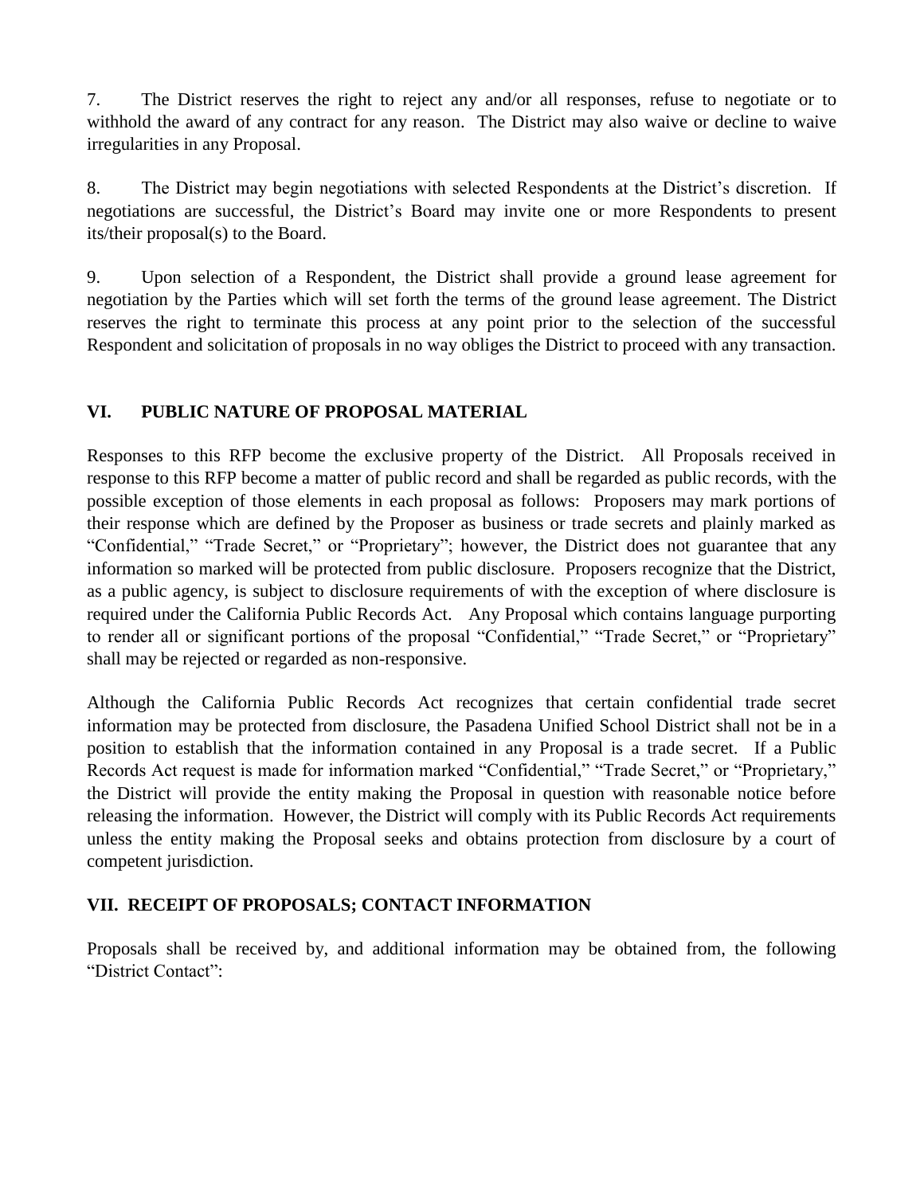7. The District reserves the right to reject any and/or all responses, refuse to negotiate or to withhold the award of any contract for any reason. The District may also waive or decline to waive irregularities in any Proposal.

8. The District may begin negotiations with selected Respondents at the District's discretion. If negotiations are successful, the District's Board may invite one or more Respondents to present its/their proposal(s) to the Board.

9. Upon selection of a Respondent, the District shall provide a ground lease agreement for negotiation by the Parties which will set forth the terms of the ground lease agreement. The District reserves the right to terminate this process at any point prior to the selection of the successful Respondent and solicitation of proposals in no way obliges the District to proceed with any transaction.

## VI. PUBLIC NATURE OF PROPOSAL MATERIAL

Responses to this RFP become the exclusive property of the District. All Proposals received in response to this RFP become a matter of public record and shall be regarded as public records, with the possible exception of those elements in each proposal as follows: Proposers may mark portions of their response which are defined by the Proposer as business or trade secrets and plainly marked as "Confidential," "Trade Secret," or "Proprietary"; however, the District does not guarantee that any information so marked will be protected from public disclosure. Proposers recognize that the District, as a public agency, is subject to disclosure requirements of with the exception of where disclosure is required under the California Public Records Act. Any Proposal which contains language purporting to render all or significant portions of the proposal "Confidential," "Trade Secret," or "Proprietary" shall may be rejected or regarded as non-responsive.

Although the California Public Records Act recognizes that certain confidential trade secret information may be protected from disclosure, the Pasadena Unified School District shall not be in a position to establish that the information contained in any Proposal is a trade secret. If a Public Records Act request is made for information marked "Confidential," "Trade Secret," or "Proprietary," the District will provide the entity making the Proposal in question with reasonable notice before releasing the information. However, the District will comply with its Public Records Act requirements unless the entity making the Proposal seeks and obtains protection from disclosure by a court of competent jurisdiction.

## VII. RECEIPT OF PROPOSALS; CONTACT INFORMATION

Proposals shall be received by, and additional information may be obtained from, the following "District Contact":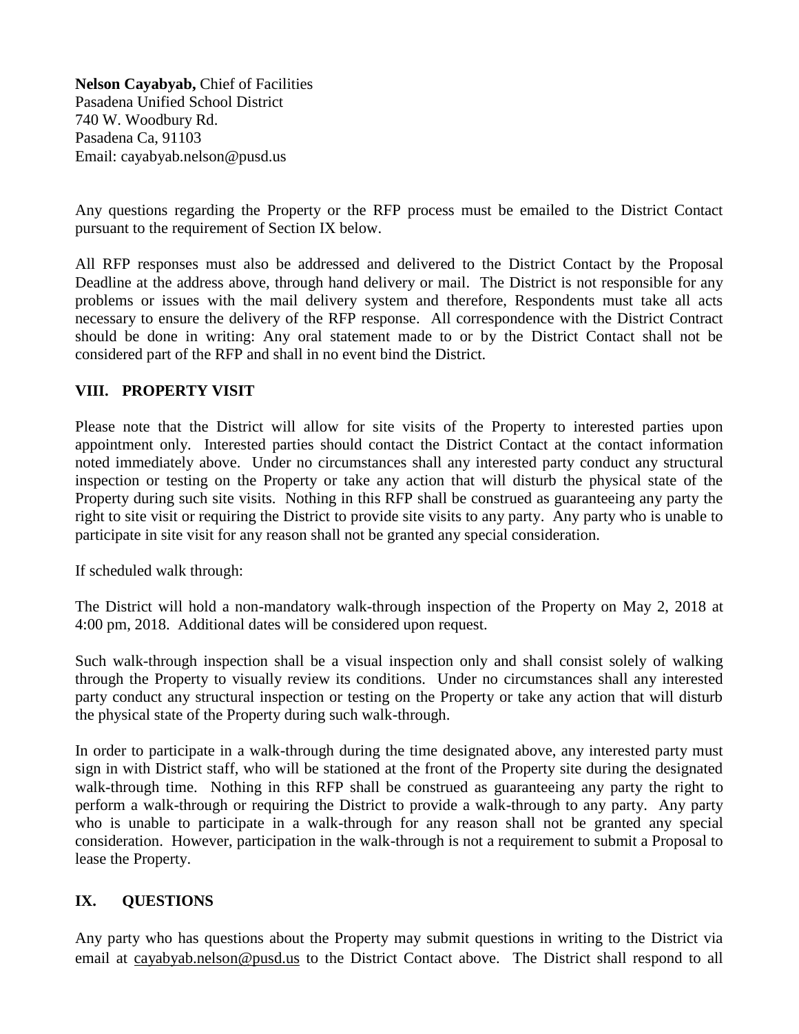**Nelson Cayabyab,** Chief of Facilities
Pasadena Unified School District
740 W. Woodbury Rd.
Pasadena Ca, 91103
Email: cayabyab.nelson@pusd.us

Any questions regarding the Property or the RFP process must be emailed to the District Contact pursuant to the requirement of Section IX below.

All RFP responses must also be addressed and delivered to the District Contact by the Proposal Deadline at the address above, through hand delivery or mail. The District is not responsible for any problems or issues with the mail delivery system and therefore, Respondents must take all acts necessary to ensure the delivery of the RFP response. All correspondence with the District Contract should be done in writing: Any oral statement made to or by the District Contact shall not be considered part of the RFP and shall in no event bind the District.

## VIII. PROPERTY VISIT

Please note that the District will allow for site visits of the Property to interested parties upon appointment only. Interested parties should contact the District Contact at the contact information noted immediately above. Under no circumstances shall any interested party conduct any structural inspection or testing on the Property or take any action that will disturb the physical state of the Property during such site visits. Nothing in this RFP shall be construed as guaranteeing any party the right to site visit or requiring the District to provide site visits to any party. Any party who is unable to participate in site visit for any reason shall not be granted any special consideration.

If scheduled walk through:

The District will hold a non-mandatory walk-through inspection of the Property on May 2, 2018 at 4:00 pm, 2018. Additional dates will be considered upon request.

Such walk-through inspection shall be a visual inspection only and shall consist solely of walking through the Property to visually review its conditions. Under no circumstances shall any interested party conduct any structural inspection or testing on the Property or take any action that will disturb the physical state of the Property during such walk-through.

In order to participate in a walk-through during the time designated above, any interested party must sign in with District staff, who will be stationed at the front of the Property site during the designated walk-through time. Nothing in this RFP shall be construed as guaranteeing any party the right to perform a walk-through or requiring the District to provide a walk-through to any party. Any party who is unable to participate in a walk-through for any reason shall not be granted any special consideration. However, participation in the walk-through is not a requirement to submit a Proposal to lease the Property.

## IX. QUESTIONS

Any party who has questions about the Property may submit questions in writing to the District via email at cayabyab.nelson@pusd.us to the District Contact above. The District shall respond to all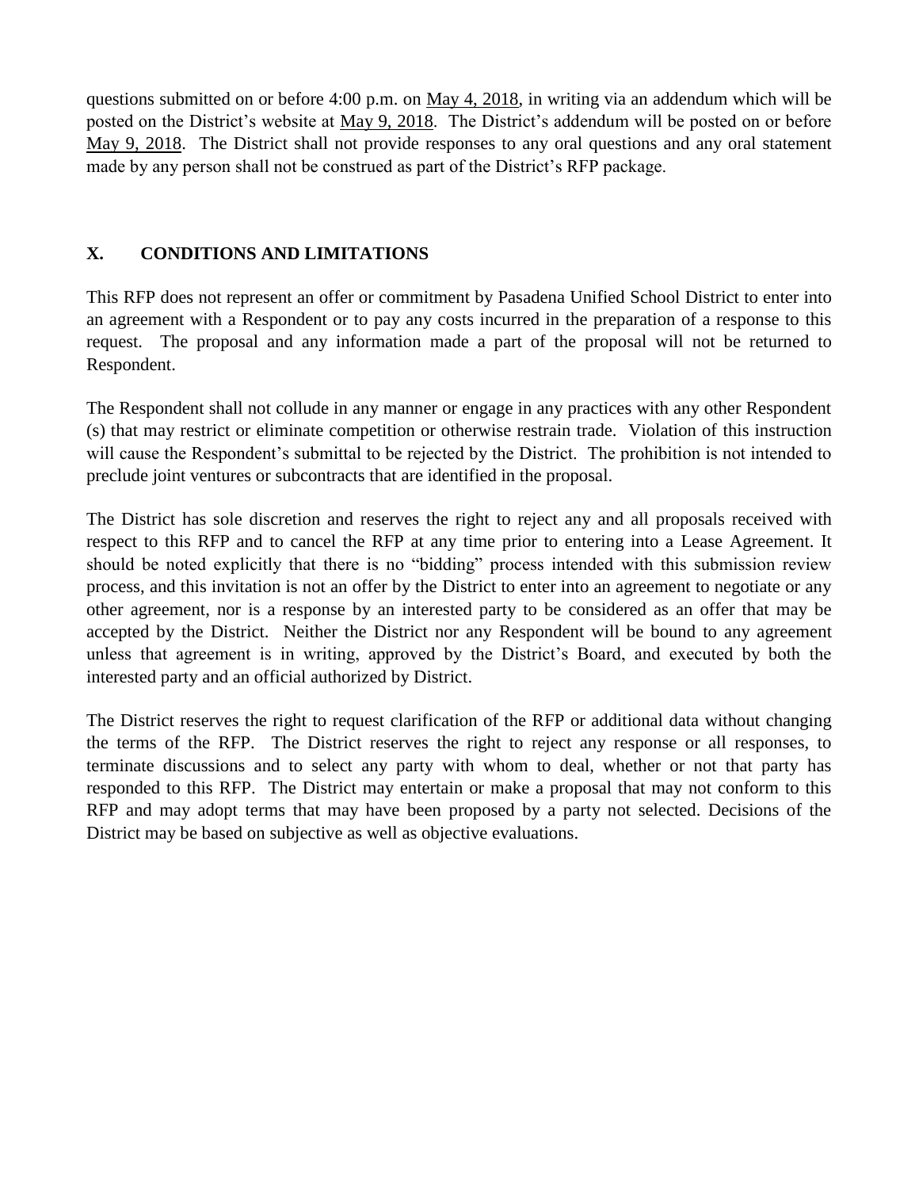questions submitted on or before 4:00 p.m. on May 4, 2018, in writing via an addendum which will be posted on the District's website at May 9, 2018. The District's addendum will be posted on or before May 9, 2018. The District shall not provide responses to any oral questions and any oral statement made by any person shall not be construed as part of the District's RFP package.

## X. CONDITIONS AND LIMITATIONS

This RFP does not represent an offer or commitment by Pasadena Unified School District to enter into an agreement with a Respondent or to pay any costs incurred in the preparation of a response to this request. The proposal and any information made a part of the proposal will not be returned to Respondent.

The Respondent shall not collude in any manner or engage in any practices with any other Respondent (s) that may restrict or eliminate competition or otherwise restrain trade. Violation of this instruction will cause the Respondent's submittal to be rejected by the District. The prohibition is not intended to preclude joint ventures or subcontracts that are identified in the proposal.

The District has sole discretion and reserves the right to reject any and all proposals received with respect to this RFP and to cancel the RFP at any time prior to entering into a Lease Agreement. It should be noted explicitly that there is no "bidding" process intended with this submission review process, and this invitation is not an offer by the District to enter into an agreement to negotiate or any other agreement, nor is a response by an interested party to be considered as an offer that may be accepted by the District. Neither the District nor any Respondent will be bound to any agreement unless that agreement is in writing, approved by the District's Board, and executed by both the interested party and an official authorized by District.

The District reserves the right to request clarification of the RFP or additional data without changing the terms of the RFP. The District reserves the right to reject any response or all responses, to terminate discussions and to select any party with whom to deal, whether or not that party has responded to this RFP. The District may entertain or make a proposal that may not conform to this RFP and may adopt terms that may have been proposed by a party not selected. Decisions of the District may be based on subjective as well as objective evaluations.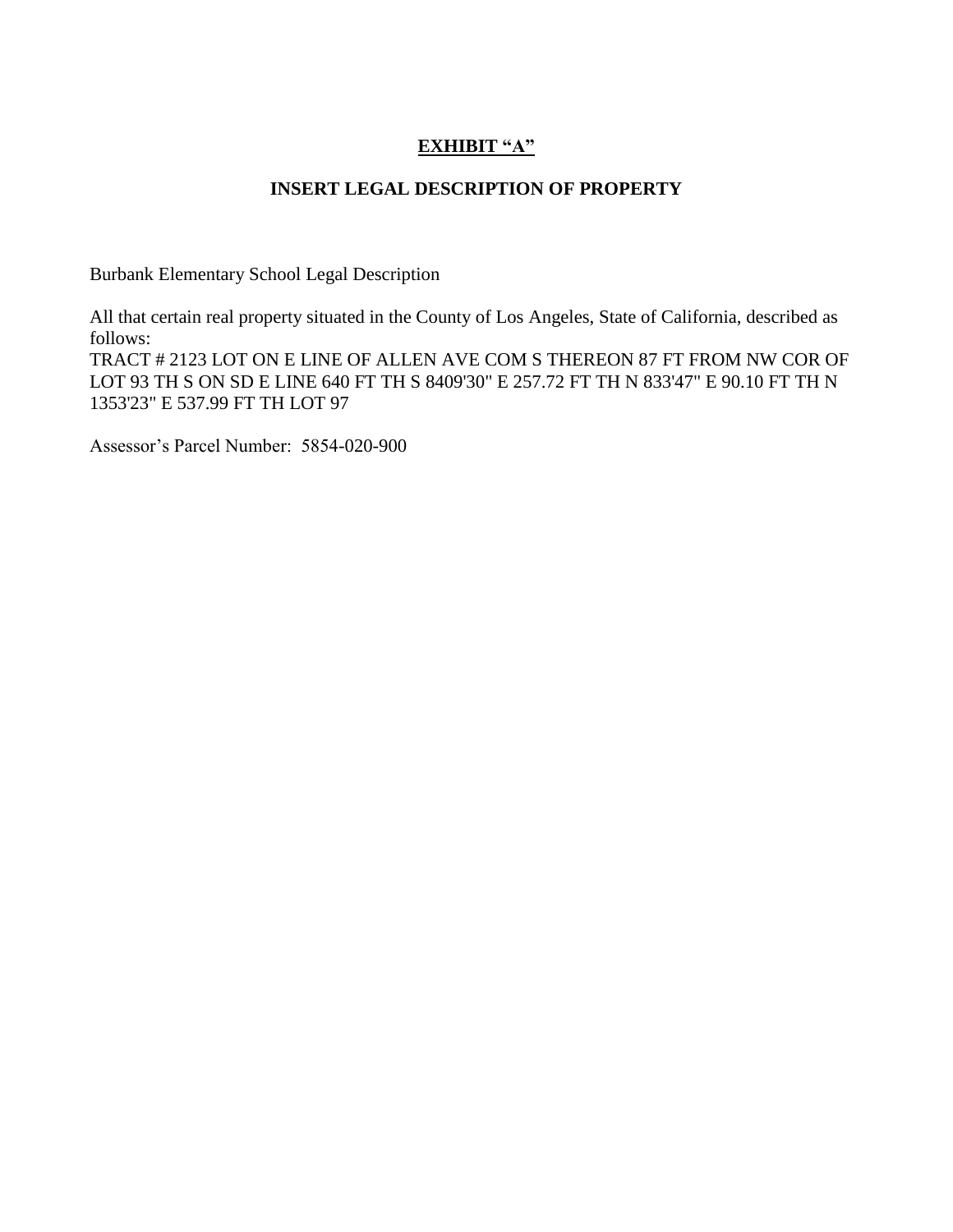**EXHIBIT "A"**

**INSERT LEGAL DESCRIPTION OF PROPERTY**

Burbank Elementary School Legal Description

All that certain real property situated in the County of Los Angeles, State of California, described as follows:
TRACT # 2123 LOT ON E LINE OF ALLEN AVE COM S THEREON 87 FT FROM NW COR OF LOT 93 TH S ON SD E LINE 640 FT TH S 8409'30" E 257.72 FT TH N 833'47" E 90.10 FT TH N 1353'23" E 537.99 FT TH LOT 97

Assessor's Parcel Number: 5854-020-900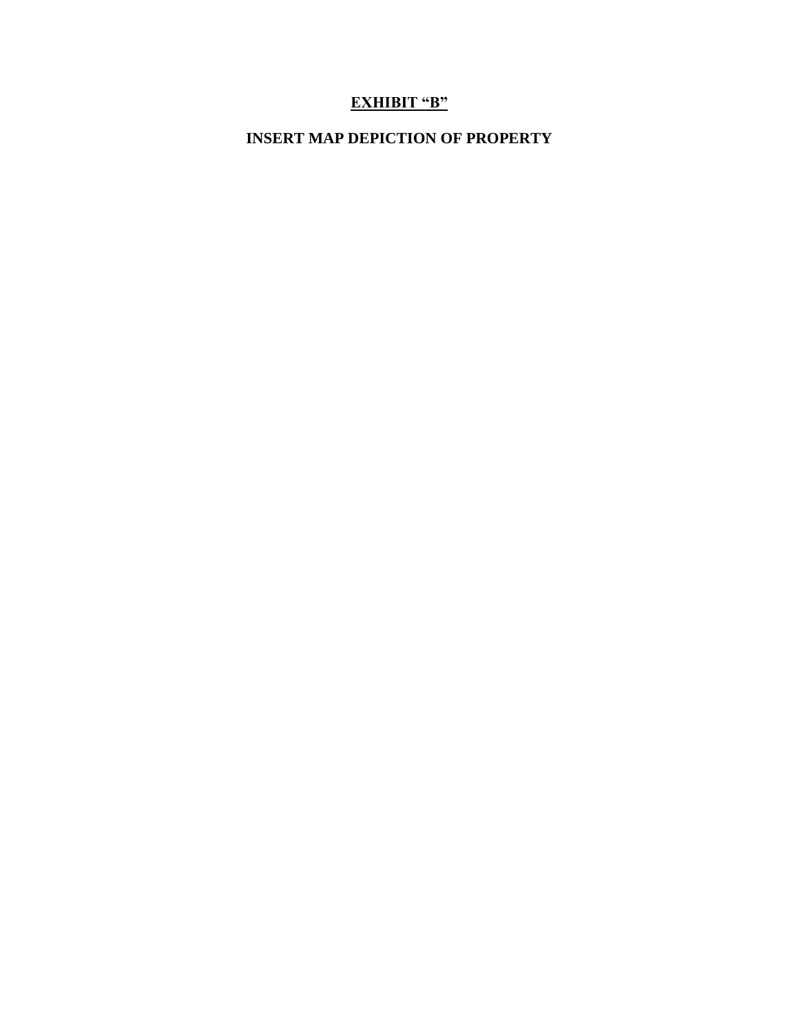**<u>EXHIBIT “B”</u>**

**INSERT MAP DEPICTION OF PROPERTY**